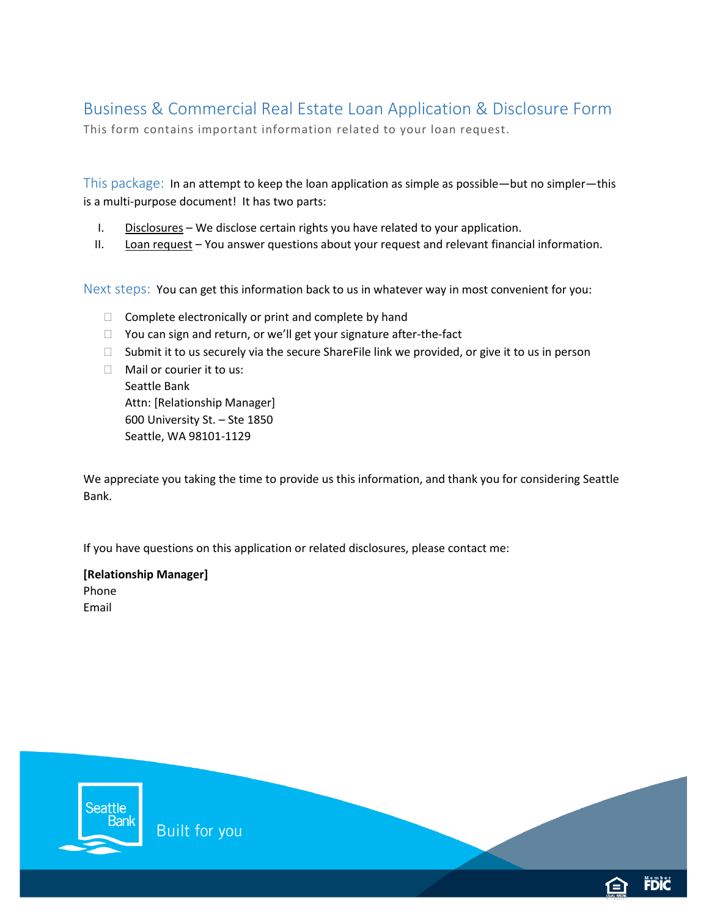# Business & Commercial Real Estate Loan Application & Disclosure Form

This form contains important information related to your loan request.

**This package:** In an attempt to keep the loan application as simple as possible—but no simpler—this is a multi-purpose document! It has two parts:

I. Disclosures – We disclose certain rights you have related to your application.
II. Loan request – You answer questions about your request and relevant financial information.

**Next steps:** You can get this information back to us in whatever way in most convenient for you:

- ☐ Complete electronically or print and complete by hand
- ☐ You can sign and return, or we'll get your signature after-the-fact
- ☐ Submit it to us securely via the secure ShareFile link we provided, or give it to us in person
- ☐ Mail or courier it to us:
  Seattle Bank
  Attn: [Relationship Manager]
  600 University St. – Ste 1850
  Seattle, WA 98101-1129

We appreciate you taking the time to provide us this information, and thank you for considering Seattle Bank.

If you have questions on this application or related disclosures, please contact me:

**[Relationship Manager]**
Phone
Email

Seattle Bank
Built for you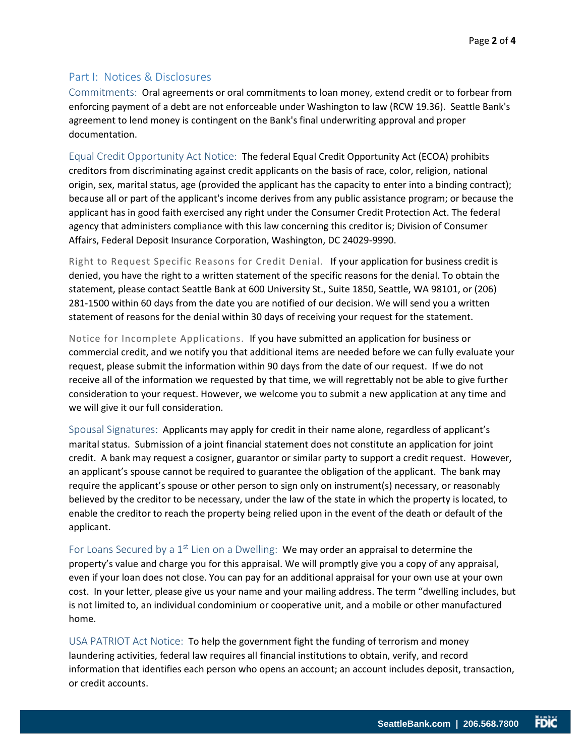## Part I: Notices & Disclosures

**Commitments:** Oral agreements or oral commitments to loan money, extend credit or to forbear from enforcing payment of a debt are not enforceable under Washington to law (RCW 19.36). Seattle Bank's agreement to lend money is contingent on the Bank's final underwriting approval and proper documentation.

**Equal Credit Opportunity Act Notice:** The federal Equal Credit Opportunity Act (ECOA) prohibits creditors from discriminating against credit applicants on the basis of race, color, religion, national origin, sex, marital status, age (provided the applicant has the capacity to enter into a binding contract); because all or part of the applicant's income derives from any public assistance program; or because the applicant has in good faith exercised any right under the Consumer Credit Protection Act. The federal agency that administers compliance with this law concerning this creditor is; Division of Consumer Affairs, Federal Deposit Insurance Corporation, Washington, DC 24029-9990.

**Right to Request Specific Reasons for Credit Denial.** If your application for business credit is denied, you have the right to a written statement of the specific reasons for the denial. To obtain the statement, please contact Seattle Bank at 600 University St., Suite 1850, Seattle, WA 98101, or (206) 281-1500 within 60 days from the date you are notified of our decision. We will send you a written statement of reasons for the denial within 30 days of receiving your request for the statement.

**Notice for Incomplete Applications.** If you have submitted an application for business or commercial credit, and we notify you that additional items are needed before we can fully evaluate your request, please submit the information within 90 days from the date of our request. If we do not receive all of the information we requested by that time, we will regrettably not be able to give further consideration to your request. However, we welcome you to submit a new application at any time and we will give it our full consideration.

**Spousal Signatures:** Applicants may apply for credit in their name alone, regardless of applicant's marital status. Submission of a joint financial statement does not constitute an application for joint credit. A bank may request a cosigner, guarantor or similar party to support a credit request. However, an applicant's spouse cannot be required to guarantee the obligation of the applicant. The bank may require the applicant's spouse or other person to sign only on instrument(s) necessary, or reasonably believed by the creditor to be necessary, under the law of the state in which the property is located, to enable the creditor to reach the property being relied upon in the event of the death or default of the applicant.

**For Loans Secured by a 1st Lien on a Dwelling:** We may order an appraisal to determine the property's value and charge you for this appraisal. We will promptly give you a copy of any appraisal, even if your loan does not close. You can pay for an additional appraisal for your own use at your own cost. In your letter, please give us your name and your mailing address. The term "dwelling includes, but is not limited to, an individual condominium or cooperative unit, and a mobile or other manufactured home.

**USA PATRIOT Act Notice:** To help the government fight the funding of terrorism and money laundering activities, federal law requires all financial institutions to obtain, verify, and record information that identifies each person who opens an account; an account includes deposit, transaction, or credit accounts.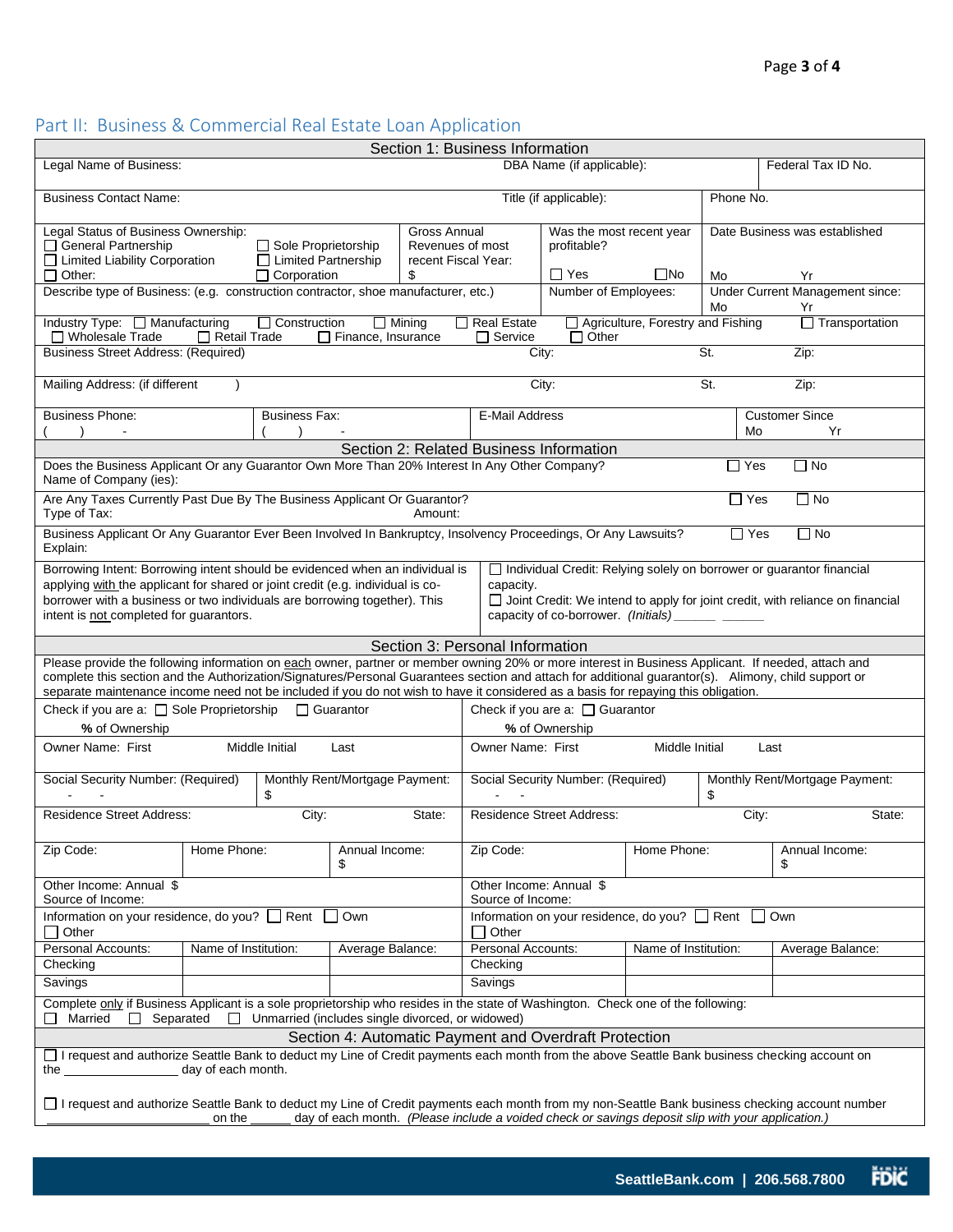## Part II: Business & Commercial Real Estate Loan Application

### Section 1: Business Information

| Legal Name of Business: | DBA Name (if applicable): | Federal Tax ID No. |
|---|---|---|

| Business Contact Name: | Title (if applicable): | Phone No. |
|---|---|---|

| Legal Status of Business Ownership: ☐ General Partnership ☐ Sole Proprietorship ☐ Limited Liability Corporation ☐ Limited Partnership ☐ Other: ☐ Corporation | Gross Annual Revenues of most recent Fiscal Year: $ | Was the most recent year profitable? ☐ Yes ☐ No | Date Business was established Mo Yr |
|---|---|---|---|
| Describe type of Business: (e.g. construction contractor, shoe manufacturer, etc.) | | Number of Employees: | Under Current Management since: Mo Yr |

Industry Type: ☐ Manufacturing ☐ Construction ☐ Mining ☐ Real Estate ☐ Agriculture, Forestry and Fishing ☐ Transportation ☐ Wholesale Trade ☐ Retail Trade ☐ Finance, Insurance ☐ Service ☐ Other

| Business Street Address: (Required) | City: | St. | Zip: |
|---|---|---|---|
| Mailing Address: (if different ) | City: | St. | Zip: |

| Business Phone: ( ) - | Business Fax: ( ) - | E-Mail Address | Customer Since Mo Yr |
|---|---|---|---|

### Section 2: Related Business Information

Does the Business Applicant Or any Guarantor Own More Than 20% Interest In Any Other Company? ☐ Yes ☐ No
Name of Company (ies):

Are Any Taxes Currently Past Due By The Business Applicant Or Guarantor? ☐ Yes ☐ No
Type of Tax: Amount:

Business Applicant Or Any Guarantor Ever Been Involved In Bankruptcy, Insolvency Proceedings, Or Any Lawsuits? ☐ Yes ☐ No
Explain:

| Borrowing Intent: Borrowing intent should be evidenced when an individual is applying with the applicant for shared or joint credit (e.g. individual is co-borrower with a business or two individuals are borrowing together). This intent is not completed for guarantors. | ☐ Individual Credit: Relying solely on borrower or guarantor financial capacity. ☐ Joint Credit: We intend to apply for joint credit, with reliance on financial capacity of co-borrower. *(Initials)* ______ ______ |
|---|---|

### Section 3: Personal Information

Please provide the following information on each owner, partner or member owning 20% or more interest in Business Applicant. If needed, attach and complete this section and the Authorization/Signatures/Personal Guarantees section and attach for additional guarantor(s). Alimony, child support or separate maintenance income need not be included if you do not wish to have it considered as a basis for repaying this obligation.

| Check if you are a: ☐ Sole Proprietorship ☐ Guarantor **%** of Ownership | | | Check if you are a: ☐ Guarantor **%** of Ownership | | |
|---|---|---|---|---|---|
| Owner Name: First Middle Initial Last | | | Owner Name: First Middle Initial Last | | |
| Social Security Number: (Required) - - | Monthly Rent/Mortgage Payment: $ | | Social Security Number: (Required) - - | Monthly Rent/Mortgage Payment: $ | |
| Residence Street Address: City: State: | | | Residence Street Address: City: State: | | |
| Zip Code: | Home Phone: | Annual Income: $ | Zip Code: | Home Phone: | Annual Income: $ |
| Other Income: Annual $ Source of Income: | | | Other Income: Annual $ Source of Income: | | |
| Information on your residence, do you? ☐ Rent ☐ Own ☐ Other | | | Information on your residence, do you? ☐ Rent ☐ Own ☐ Other | | |
| Personal Accounts: | Name of Institution: | Average Balance: | Personal Accounts: | Name of Institution: | Average Balance: |
| Checking | | | Checking | | |
| Savings | | | Savings | | |

Complete only if Business Applicant is a sole proprietorship who resides in the state of Washington. Check one of the following:
☐ Married ☐ Separated ☐ Unmarried (includes single divorced, or widowed)

### Section 4: Automatic Payment and Overdraft Protection

☐ I request and authorize Seattle Bank to deduct my Line of Credit payments each month from the above Seattle Bank business checking account on the ________________ day of each month.

☐ I request and authorize Seattle Bank to deduct my Line of Credit payments each month from my non-Seattle Bank business checking account number ________________________ on the ______ day of each month. *(Please include a voided check or savings deposit slip with your application.)*

SeattleBank.com | 206.568.7800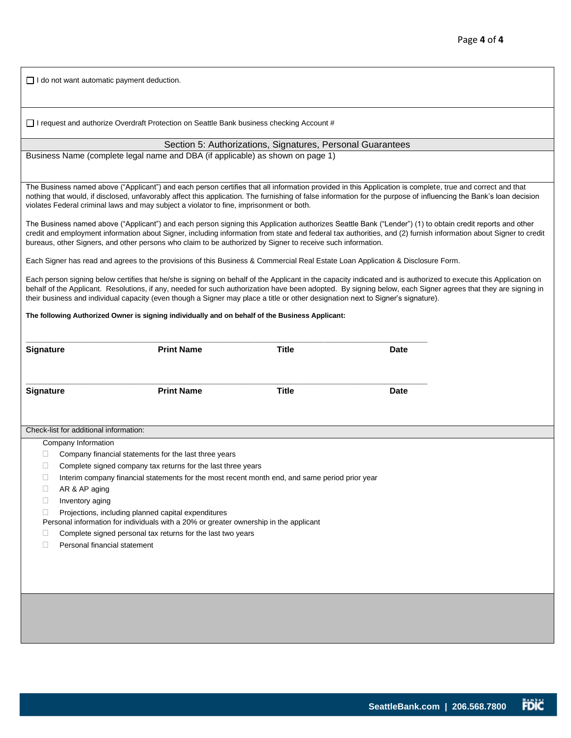☐ I do not want automatic payment deduction.

☐ I request and authorize Overdraft Protection on Seattle Bank business checking Account #

## Section 5: Authorizations, Signatures, Personal Guarantees

Business Name (complete legal name and DBA (if applicable) as shown on page 1)

The Business named above ("Applicant") and each person certifies that all information provided in this Application is complete, true and correct and that nothing that would, if disclosed, unfavorably affect this application. The furnishing of false information for the purpose of influencing the Bank's loan decision violates Federal criminal laws and may subject a violator to fine, imprisonment or both.

The Business named above ("Applicant") and each person signing this Application authorizes Seattle Bank ("Lender") (1) to obtain credit reports and other credit and employment information about Signer, including information from state and federal tax authorities, and (2) furnish information about Signer to credit bureaus, other Signers, and other persons who claim to be authorized by Signer to receive such information.

Each Signer has read and agrees to the provisions of this Business & Commercial Real Estate Loan Application & Disclosure Form.

Each person signing below certifies that he/she is signing on behalf of the Applicant in the capacity indicated and is authorized to execute this Application on behalf of the Applicant. Resolutions, if any, needed for such authorization have been adopted. By signing below, each Signer agrees that they are signing in their business and individual capacity (even though a Signer may place a title or other designation next to Signer's signature).

**The following Authorized Owner is signing individually and on behalf of the Business Applicant:**

______________________________________________________________________

**Signature** **Print Name** **Title** **Date**

______________________________________________________________________

**Signature** **Print Name** **Title** **Date**

Check-list for additional information:

Company Information

- ☐ Company financial statements for the last three years
- ☐ Complete signed company tax returns for the last three years
- ☐ Interim company financial statements for the most recent month end, and same period prior year
- ☐ AR & AP aging
- ☐ Inventory aging
- ☐ Projections, including planned capital expenditures

Personal information for individuals with a 20% or greater ownership in the applicant

- ☐ Complete signed personal tax returns for the last two years
- ☐ Personal financial statement

SeattleBank.com | 206.568.7800